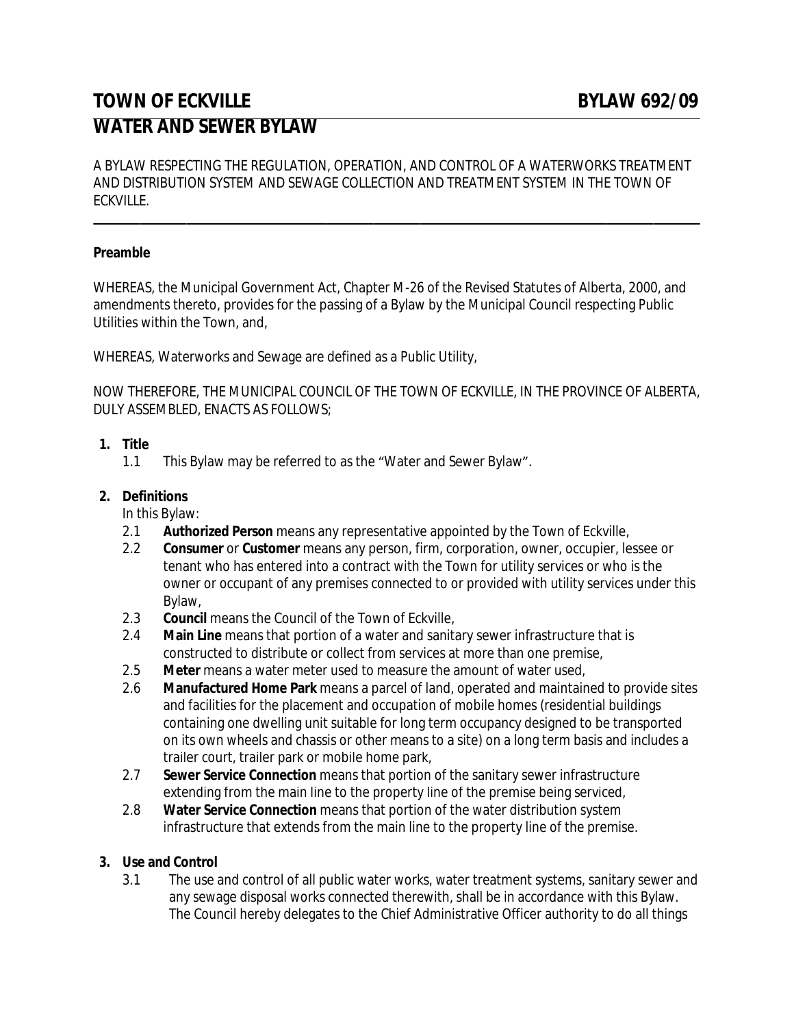# TOWN OF ECKVILLE BYLAW 692/09

# WATER AND SEWER BYLAW

A BYLAW RESPECTING THE REGULATION, OPERATION, AND CONTROL OF A WATERWORKS TREATMENT AND DISTRIBUTION SYSTEM AND SEWAGE COLLECTION AND TREATMENT SYSTEM IN THE TOWN OF ECKVILLE.

---

**Preamble**

WHEREAS, the Municipal Government Act, Chapter M-26 of the Revised Statutes of Alberta, 2000, and amendments thereto, provides for the passing of a Bylaw by the Municipal Council respecting Public Utilities within the Town, and,

WHEREAS, Waterworks and Sewage are defined as a Public Utility,

NOW THEREFORE, THE MUNICIPAL COUNCIL OF THE TOWN OF ECKVILLE, IN THE PROVINCE OF ALBERTA, DULY ASSEMBLED, ENACTS AS FOLLOWS;

**1. Title**

1.1 This Bylaw may be referred to as the "Water and Sewer Bylaw".

**2. Definitions**

In this Bylaw:

2.1 **Authorized Person** means any representative appointed by the Town of Eckville,

2.2 **Consumer** or **Customer** means any person, firm, corporation, owner, occupier, lessee or tenant who has entered into a contract with the Town for utility services or who is the owner or occupant of any premises connected to or provided with utility services under this Bylaw,

2.3 **Council** means the Council of the Town of Eckville,

2.4 **Main Line** means that portion of a water and sanitary sewer infrastructure that is constructed to distribute or collect from services at more than one premise,

2.5 **Meter** means a water meter used to measure the amount of water used,

2.6 **Manufactured Home Park** means a parcel of land, operated and maintained to provide sites and facilities for the placement and occupation of mobile homes (residential buildings containing one dwelling unit suitable for long term occupancy designed to be transported on its own wheels and chassis or other means to a site) on a long term basis and includes a trailer court, trailer park or mobile home park,

2.7 **Sewer Service Connection** means that portion of the sanitary sewer infrastructure extending from the main line to the property line of the premise being serviced,

2.8 **Water Service Connection** means that portion of the water distribution system infrastructure that extends from the main line to the property line of the premise.

**3. Use and Control**

3.1 The use and control of all public water works, water treatment systems, sanitary sewer and any sewage disposal works connected therewith, shall be in accordance with this Bylaw. The Council hereby delegates to the Chief Administrative Officer authority to do all things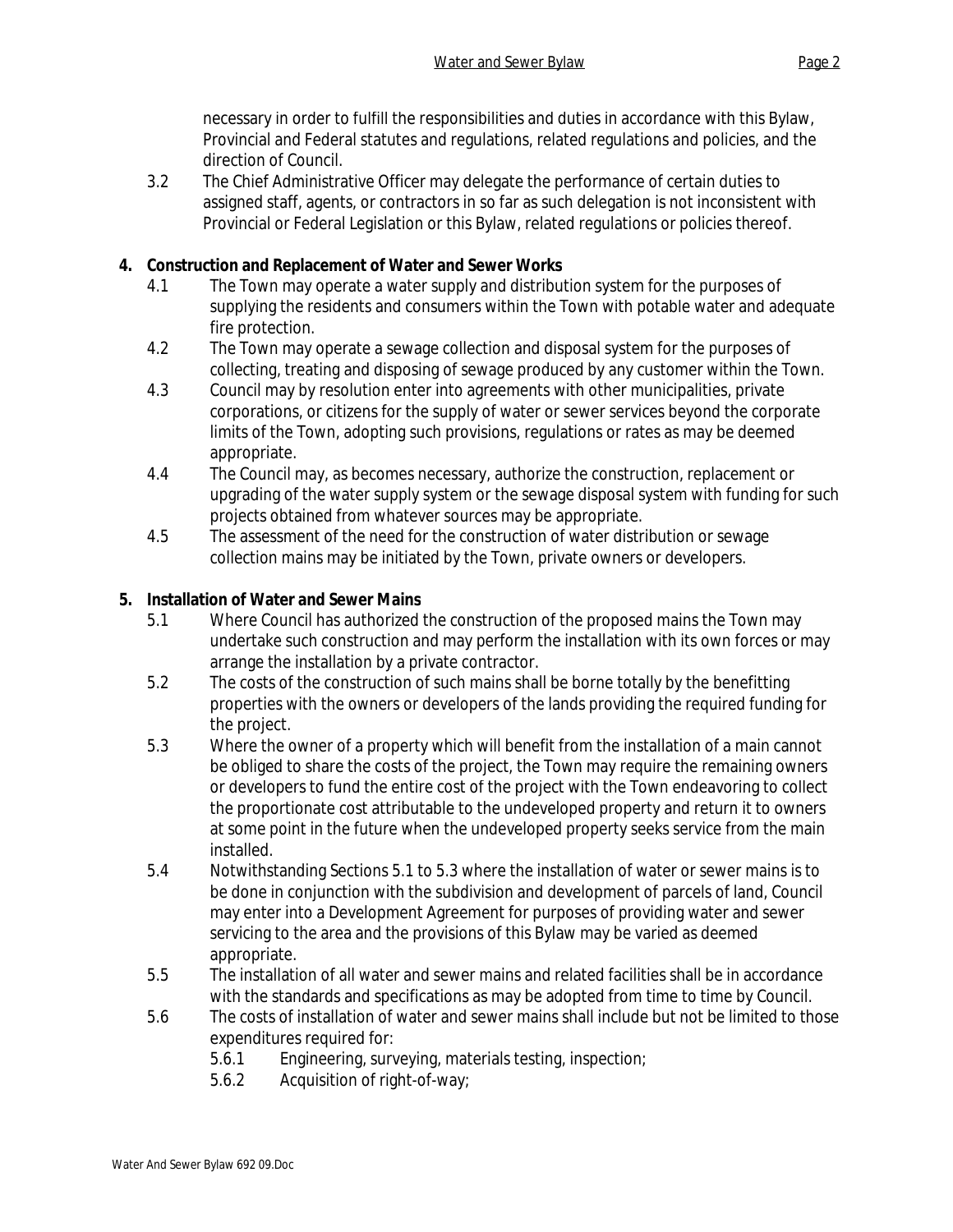necessary in order to fulfill the responsibilities and duties in accordance with this Bylaw, Provincial and Federal statutes and regulations, related regulations and policies, and the direction of Council.

3.2 The Chief Administrative Officer may delegate the performance of certain duties to assigned staff, agents, or contractors in so far as such delegation is not inconsistent with Provincial or Federal Legislation or this Bylaw, related regulations or policies thereof.

**4. Construction and Replacement of Water and Sewer Works**

4.1 The Town may operate a water supply and distribution system for the purposes of supplying the residents and consumers within the Town with potable water and adequate fire protection.

4.2 The Town may operate a sewage collection and disposal system for the purposes of collecting, treating and disposing of sewage produced by any customer within the Town.

4.3 Council may by resolution enter into agreements with other municipalities, private corporations, or citizens for the supply of water or sewer services beyond the corporate limits of the Town, adopting such provisions, regulations or rates as may be deemed appropriate.

4.4 The Council may, as becomes necessary, authorize the construction, replacement or upgrading of the water supply system or the sewage disposal system with funding for such projects obtained from whatever sources may be appropriate.

4.5 The assessment of the need for the construction of water distribution or sewage collection mains may be initiated by the Town, private owners or developers.

**5. Installation of Water and Sewer Mains**

5.1 Where Council has authorized the construction of the proposed mains the Town may undertake such construction and may perform the installation with its own forces or may arrange the installation by a private contractor.

5.2 The costs of the construction of such mains shall be borne totally by the benefitting properties with the owners or developers of the lands providing the required funding for the project.

5.3 Where the owner of a property which will benefit from the installation of a main cannot be obliged to share the costs of the project, the Town may require the remaining owners or developers to fund the entire cost of the project with the Town endeavoring to collect the proportionate cost attributable to the undeveloped property and return it to owners at some point in the future when the undeveloped property seeks service from the main installed.

5.4 Notwithstanding Sections 5.1 to 5.3 where the installation of water or sewer mains is to be done in conjunction with the subdivision and development of parcels of land, Council may enter into a Development Agreement for purposes of providing water and sewer servicing to the area and the provisions of this Bylaw may be varied as deemed appropriate.

5.5 The installation of all water and sewer mains and related facilities shall be in accordance with the standards and specifications as may be adopted from time to time by Council.

5.6 The costs of installation of water and sewer mains shall include but not be limited to those expenditures required for:

5.6.1 Engineering, surveying, materials testing, inspection;

5.6.2 Acquisition of right-of-way;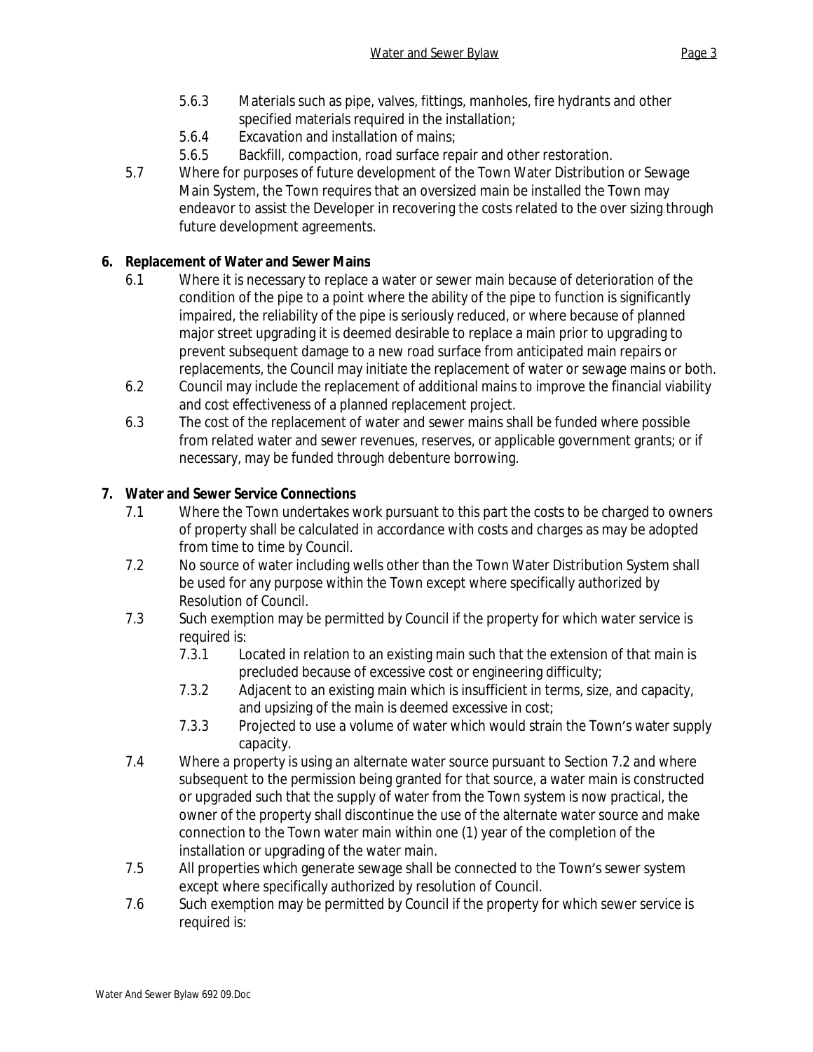5.6.3 Materials such as pipe, valves, fittings, manholes, fire hydrants and other specified materials required in the installation;

5.6.4 Excavation and installation of mains;

5.6.5 Backfill, compaction, road surface repair and other restoration.

5.7 Where for purposes of future development of the Town Water Distribution or Sewage Main System, the Town requires that an oversized main be installed the Town may endeavor to assist the Developer in recovering the costs related to the over sizing through future development agreements.

## 6. Replacement of Water and Sewer Mains

6.1 Where it is necessary to replace a water or sewer main because of deterioration of the condition of the pipe to a point where the ability of the pipe to function is significantly impaired, the reliability of the pipe is seriously reduced, or where because of planned major street upgrading it is deemed desirable to replace a main prior to upgrading to prevent subsequent damage to a new road surface from anticipated main repairs or replacements, the Council may initiate the replacement of water or sewage mains or both.

6.2 Council may include the replacement of additional mains to improve the financial viability and cost effectiveness of a planned replacement project.

6.3 The cost of the replacement of water and sewer mains shall be funded where possible from related water and sewer revenues, reserves, or applicable government grants; or if necessary, may be funded through debenture borrowing.

## 7. Water and Sewer Service Connections

7.1 Where the Town undertakes work pursuant to this part the costs to be charged to owners of property shall be calculated in accordance with costs and charges as may be adopted from time to time by Council.

7.2 No source of water including wells other than the Town Water Distribution System shall be used for any purpose within the Town except where specifically authorized by Resolution of Council.

7.3 Such exemption may be permitted by Council if the property for which water service is required is:

7.3.1 Located in relation to an existing main such that the extension of that main is precluded because of excessive cost or engineering difficulty;

7.3.2 Adjacent to an existing main which is insufficient in terms, size, and capacity, and upsizing of the main is deemed excessive in cost;

7.3.3 Projected to use a volume of water which would strain the Town's water supply capacity.

7.4 Where a property is using an alternate water source pursuant to Section 7.2 and where subsequent to the permission being granted for that source, a water main is constructed or upgraded such that the supply of water from the Town system is now practical, the owner of the property shall discontinue the use of the alternate water source and make connection to the Town water main within one (1) year of the completion of the installation or upgrading of the water main.

7.5 All properties which generate sewage shall be connected to the Town's sewer system except where specifically authorized by resolution of Council.

7.6 Such exemption may be permitted by Council if the property for which sewer service is required is: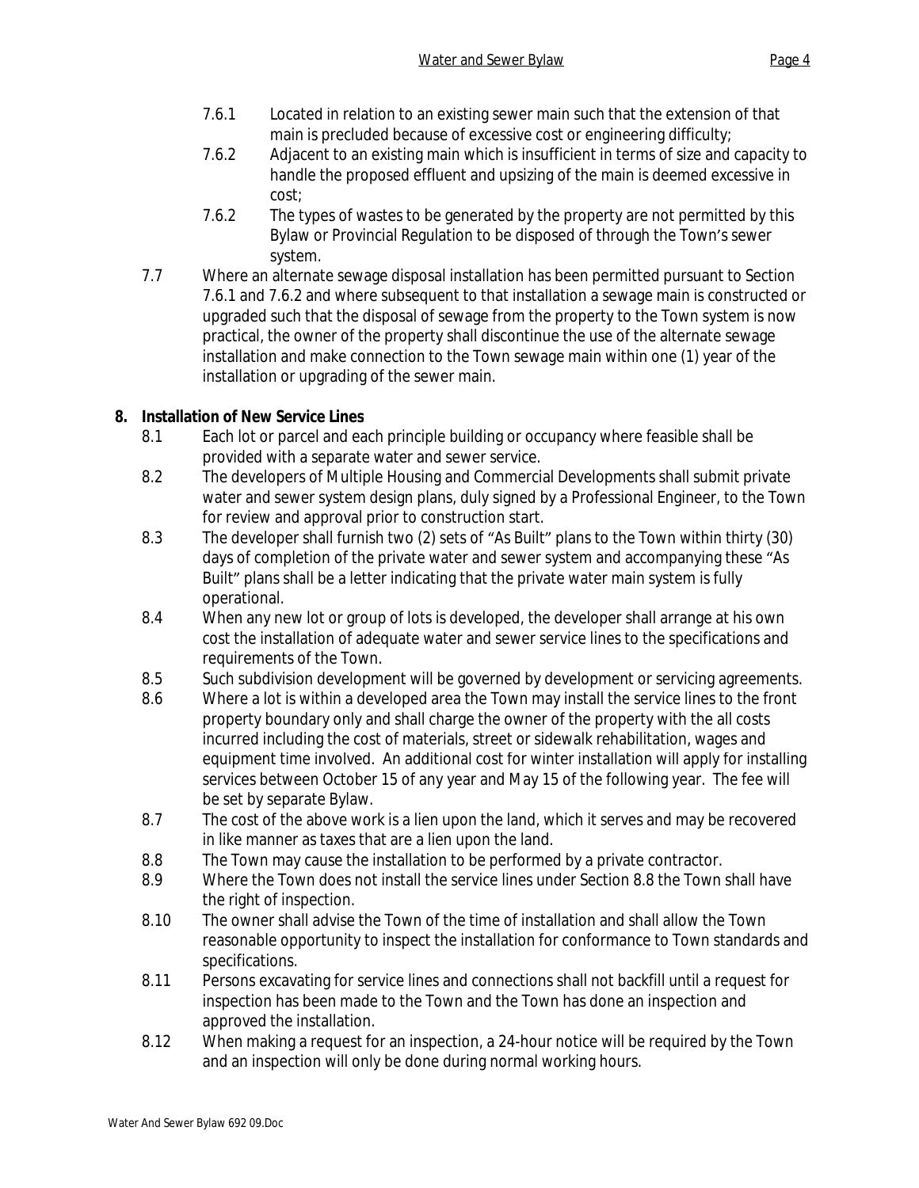7.6.1 Located in relation to an existing sewer main such that the extension of that main is precluded because of excessive cost or engineering difficulty;

7.6.2 Adjacent to an existing main which is insufficient in terms of size and capacity to handle the proposed effluent and upsizing of the main is deemed excessive in cost;

7.6.2 The types of wastes to be generated by the property are not permitted by this Bylaw or Provincial Regulation to be disposed of through the Town's sewer system.

7.7 Where an alternate sewage disposal installation has been permitted pursuant to Section 7.6.1 and 7.6.2 and where subsequent to that installation a sewage main is constructed or upgraded such that the disposal of sewage from the property to the Town system is now practical, the owner of the property shall discontinue the use of the alternate sewage installation and make connection to the Town sewage main within one (1) year of the installation or upgrading of the sewer main.

## 8. Installation of New Service Lines

8.1 Each lot or parcel and each principle building or occupancy where feasible shall be provided with a separate water and sewer service.

8.2 The developers of Multiple Housing and Commercial Developments shall submit private water and sewer system design plans, duly signed by a Professional Engineer, to the Town for review and approval prior to construction start.

8.3 The developer shall furnish two (2) sets of "As Built" plans to the Town within thirty (30) days of completion of the private water and sewer system and accompanying these "As Built" plans shall be a letter indicating that the private water main system is fully operational.

8.4 When any new lot or group of lots is developed, the developer shall arrange at his own cost the installation of adequate water and sewer service lines to the specifications and requirements of the Town.

8.5 Such subdivision development will be governed by development or servicing agreements.

8.6 Where a lot is within a developed area the Town may install the service lines to the front property boundary only and shall charge the owner of the property with the all costs incurred including the cost of materials, street or sidewalk rehabilitation, wages and equipment time involved. An additional cost for winter installation will apply for installing services between October 15 of any year and May 15 of the following year. The fee will be set by separate Bylaw.

8.7 The cost of the above work is a lien upon the land, which it serves and may be recovered in like manner as taxes that are a lien upon the land.

8.8 The Town may cause the installation to be performed by a private contractor.

8.9 Where the Town does not install the service lines under Section 8.8 the Town shall have the right of inspection.

8.10 The owner shall advise the Town of the time of installation and shall allow the Town reasonable opportunity to inspect the installation for conformance to Town standards and specifications.

8.11 Persons excavating for service lines and connections shall not backfill until a request for inspection has been made to the Town and the Town has done an inspection and approved the installation.

8.12 When making a request for an inspection, a 24-hour notice will be required by the Town and an inspection will only be done during normal working hours.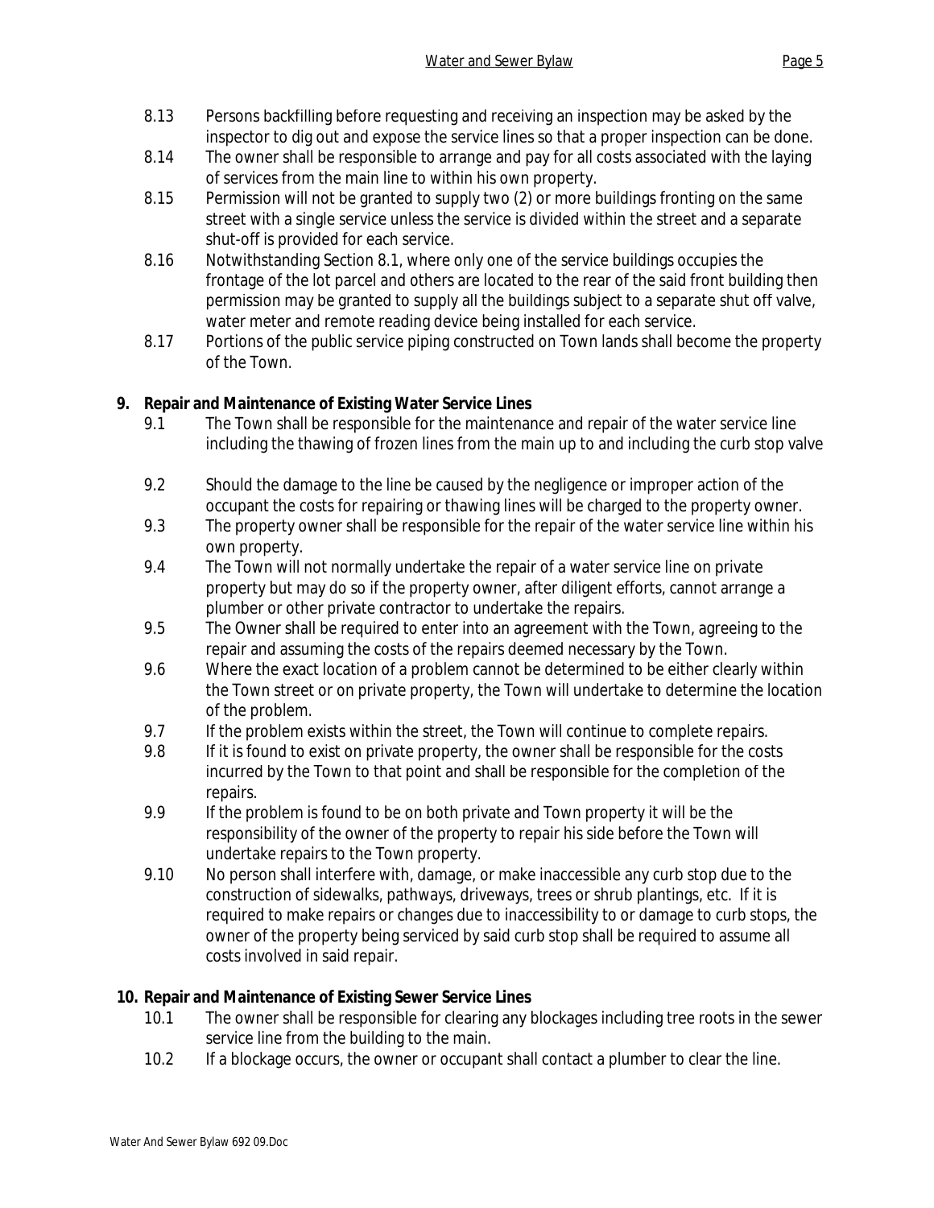8.13 Persons backfilling before requesting and receiving an inspection may be asked by the inspector to dig out and expose the service lines so that a proper inspection can be done.

8.14 The owner shall be responsible to arrange and pay for all costs associated with the laying of services from the main line to within his own property.

8.15 Permission will not be granted to supply two (2) or more buildings fronting on the same street with a single service unless the service is divided within the street and a separate shut-off is provided for each service.

8.16 Notwithstanding Section 8.1, where only one of the service buildings occupies the frontage of the lot parcel and others are located to the rear of the said front building then permission may be granted to supply all the buildings subject to a separate shut off valve, water meter and remote reading device being installed for each service.

8.17 Portions of the public service piping constructed on Town lands shall become the property of the Town.

## 9. Repair and Maintenance of Existing Water Service Lines

9.1 The Town shall be responsible for the maintenance and repair of the water service line including the thawing of frozen lines from the main up to and including the curb stop valve

9.2 Should the damage to the line be caused by the negligence or improper action of the occupant the costs for repairing or thawing lines will be charged to the property owner.

9.3 The property owner shall be responsible for the repair of the water service line within his own property.

9.4 The Town will not normally undertake the repair of a water service line on private property but may do so if the property owner, after diligent efforts, cannot arrange a plumber or other private contractor to undertake the repairs.

9.5 The Owner shall be required to enter into an agreement with the Town, agreeing to the repair and assuming the costs of the repairs deemed necessary by the Town.

9.6 Where the exact location of a problem cannot be determined to be either clearly within the Town street or on private property, the Town will undertake to determine the location of the problem.

9.7 If the problem exists within the street, the Town will continue to complete repairs.

9.8 If it is found to exist on private property, the owner shall be responsible for the costs incurred by the Town to that point and shall be responsible for the completion of the repairs.

9.9 If the problem is found to be on both private and Town property it will be the responsibility of the owner of the property to repair his side before the Town will undertake repairs to the Town property.

9.10 No person shall interfere with, damage, or make inaccessible any curb stop due to the construction of sidewalks, pathways, driveways, trees or shrub plantings, etc. If it is required to make repairs or changes due to inaccessibility to or damage to curb stops, the owner of the property being serviced by said curb stop shall be required to assume all costs involved in said repair.

## 10. Repair and Maintenance of Existing Sewer Service Lines

10.1 The owner shall be responsible for clearing any blockages including tree roots in the sewer service line from the building to the main.

10.2 If a blockage occurs, the owner or occupant shall contact a plumber to clear the line.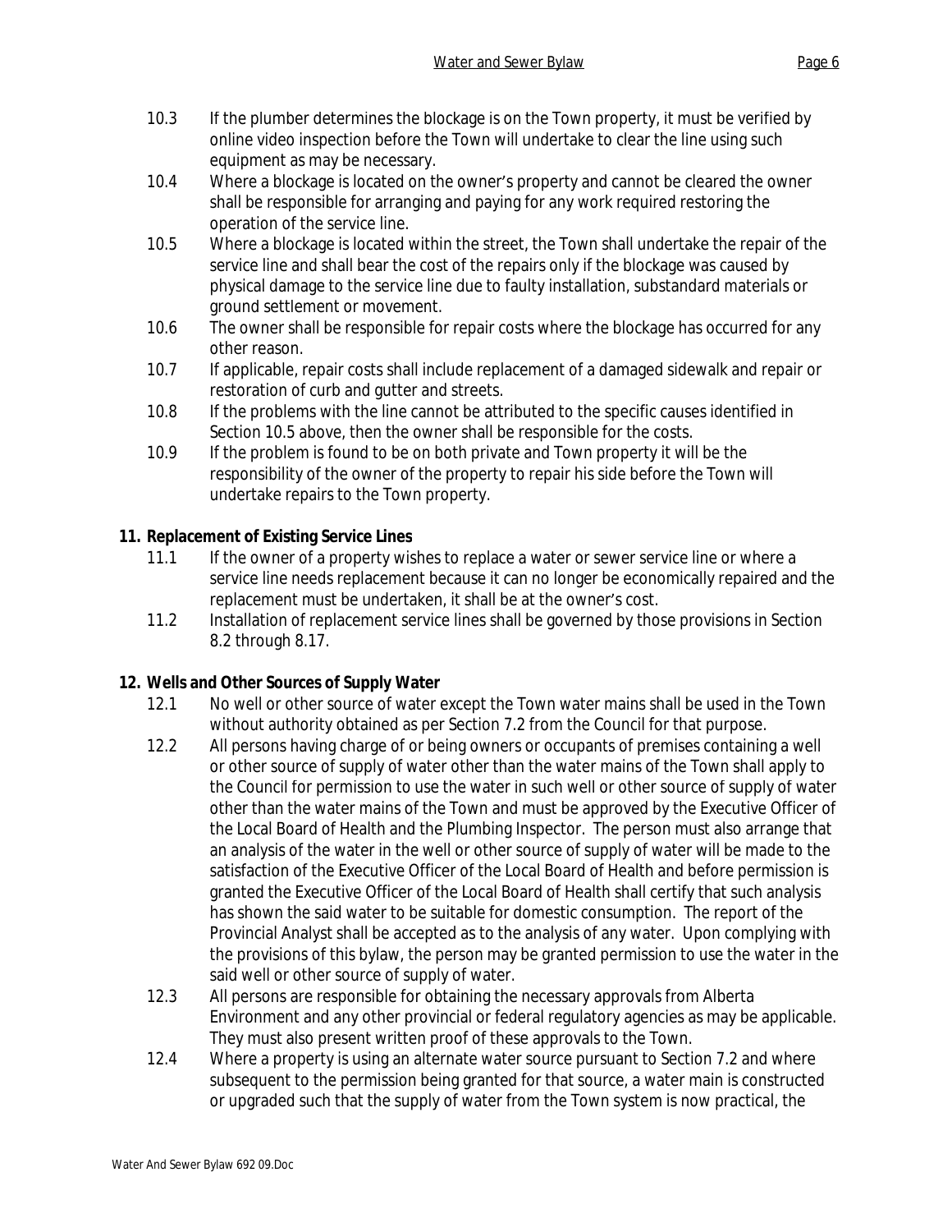10.3 If the plumber determines the blockage is on the Town property, it must be verified by online video inspection before the Town will undertake to clear the line using such equipment as may be necessary.

10.4 Where a blockage is located on the owner's property and cannot be cleared the owner shall be responsible for arranging and paying for any work required restoring the operation of the service line.

10.5 Where a blockage is located within the street, the Town shall undertake the repair of the service line and shall bear the cost of the repairs only if the blockage was caused by physical damage to the service line due to faulty installation, substandard materials or ground settlement or movement.

10.6 The owner shall be responsible for repair costs where the blockage has occurred for any other reason.

10.7 If applicable, repair costs shall include replacement of a damaged sidewalk and repair or restoration of curb and gutter and streets.

10.8 If the problems with the line cannot be attributed to the specific causes identified in Section 10.5 above, then the owner shall be responsible for the costs.

10.9 If the problem is found to be on both private and Town property it will be the responsibility of the owner of the property to repair his side before the Town will undertake repairs to the Town property.

## 11. Replacement of Existing Service Lines

11.1 If the owner of a property wishes to replace a water or sewer service line or where a service line needs replacement because it can no longer be economically repaired and the replacement must be undertaken, it shall be at the owner's cost.

11.2 Installation of replacement service lines shall be governed by those provisions in Section 8.2 through 8.17.

## 12. Wells and Other Sources of Supply Water

12.1 No well or other source of water except the Town water mains shall be used in the Town without authority obtained as per Section 7.2 from the Council for that purpose.

12.2 All persons having charge of or being owners or occupants of premises containing a well or other source of supply of water other than the water mains of the Town shall apply to the Council for permission to use the water in such well or other source of supply of water other than the water mains of the Town and must be approved by the Executive Officer of the Local Board of Health and the Plumbing Inspector. The person must also arrange that an analysis of the water in the well or other source of supply of water will be made to the satisfaction of the Executive Officer of the Local Board of Health and before permission is granted the Executive Officer of the Local Board of Health shall certify that such analysis has shown the said water to be suitable for domestic consumption. The report of the Provincial Analyst shall be accepted as to the analysis of any water. Upon complying with the provisions of this bylaw, the person may be granted permission to use the water in the said well or other source of supply of water.

12.3 All persons are responsible for obtaining the necessary approvals from Alberta Environment and any other provincial or federal regulatory agencies as may be applicable. They must also present written proof of these approvals to the Town.

12.4 Where a property is using an alternate water source pursuant to Section 7.2 and where subsequent to the permission being granted for that source, a water main is constructed or upgraded such that the supply of water from the Town system is now practical, the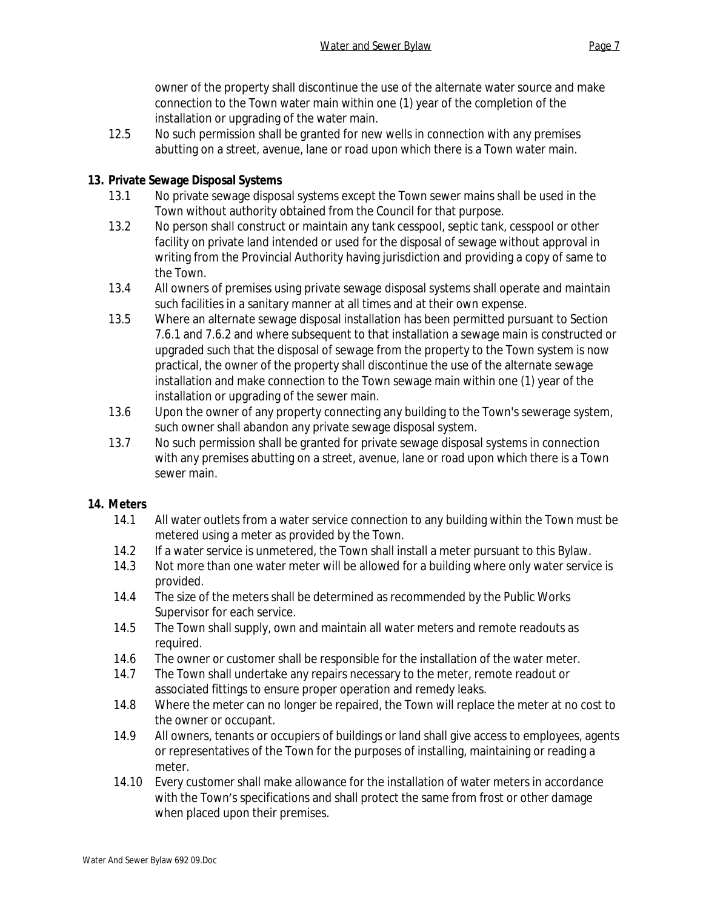owner of the property shall discontinue the use of the alternate water source and make connection to the Town water main within one (1) year of the completion of the installation or upgrading of the water main.

12.5 No such permission shall be granted for new wells in connection with any premises abutting on a street, avenue, lane or road upon which there is a Town water main.

**13. Private Sewage Disposal Systems**

13.1 No private sewage disposal systems except the Town sewer mains shall be used in the Town without authority obtained from the Council for that purpose.

13.2 No person shall construct or maintain any tank cesspool, septic tank, cesspool or other facility on private land intended or used for the disposal of sewage without approval in writing from the Provincial Authority having jurisdiction and providing a copy of same to the Town.

13.4 All owners of premises using private sewage disposal systems shall operate and maintain such facilities in a sanitary manner at all times and at their own expense.

13.5 Where an alternate sewage disposal installation has been permitted pursuant to Section 7.6.1 and 7.6.2 and where subsequent to that installation a sewage main is constructed or upgraded such that the disposal of sewage from the property to the Town system is now practical, the owner of the property shall discontinue the use of the alternate sewage installation and make connection to the Town sewage main within one (1) year of the installation or upgrading of the sewer main.

13.6 Upon the owner of any property connecting any building to the Town's sewerage system, such owner shall abandon any private sewage disposal system.

13.7 No such permission shall be granted for private sewage disposal systems in connection with any premises abutting on a street, avenue, lane or road upon which there is a Town sewer main.

**14. Meters**

14.1 All water outlets from a water service connection to any building within the Town must be metered using a meter as provided by the Town.

14.2 If a water service is unmetered, the Town shall install a meter pursuant to this Bylaw.

14.3 Not more than one water meter will be allowed for a building where only water service is provided.

14.4 The size of the meters shall be determined as recommended by the Public Works Supervisor for each service.

14.5 The Town shall supply, own and maintain all water meters and remote readouts as required.

14.6 The owner or customer shall be responsible for the installation of the water meter.

14.7 The Town shall undertake any repairs necessary to the meter, remote readout or associated fittings to ensure proper operation and remedy leaks.

14.8 Where the meter can no longer be repaired, the Town will replace the meter at no cost to the owner or occupant.

14.9 All owners, tenants or occupiers of buildings or land shall give access to employees, agents or representatives of the Town for the purposes of installing, maintaining or reading a meter.

14.10 Every customer shall make allowance for the installation of water meters in accordance with the Town's specifications and shall protect the same from frost or other damage when placed upon their premises.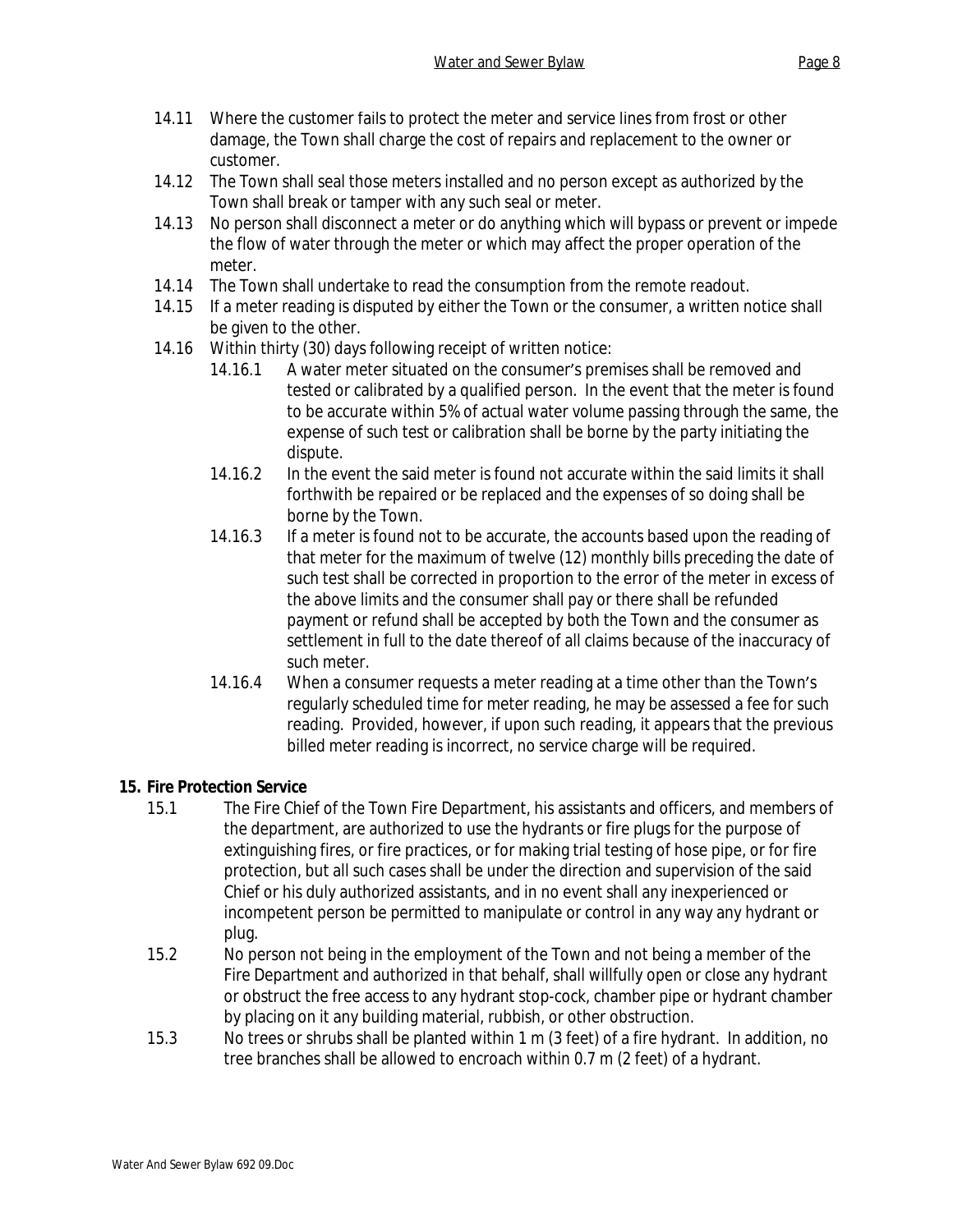14.11 Where the customer fails to protect the meter and service lines from frost or other damage, the Town shall charge the cost of repairs and replacement to the owner or customer.

14.12 The Town shall seal those meters installed and no person except as authorized by the Town shall break or tamper with any such seal or meter.

14.13 No person shall disconnect a meter or do anything which will bypass or prevent or impede the flow of water through the meter or which may affect the proper operation of the meter.

14.14 The Town shall undertake to read the consumption from the remote readout.

14.15 If a meter reading is disputed by either the Town or the consumer, a written notice shall be given to the other.

14.16 Within thirty (30) days following receipt of written notice:

14.16.1 A water meter situated on the consumer's premises shall be removed and tested or calibrated by a qualified person. In the event that the meter is found to be accurate within 5% of actual water volume passing through the same, the expense of such test or calibration shall be borne by the party initiating the dispute.

14.16.2 In the event the said meter is found not accurate within the said limits it shall forthwith be repaired or be replaced and the expenses of so doing shall be borne by the Town.

14.16.3 If a meter is found not to be accurate, the accounts based upon the reading of that meter for the maximum of twelve (12) monthly bills preceding the date of such test shall be corrected in proportion to the error of the meter in excess of the above limits and the consumer shall pay or there shall be refunded payment or refund shall be accepted by both the Town and the consumer as settlement in full to the date thereof of all claims because of the inaccuracy of such meter.

14.16.4 When a consumer requests a meter reading at a time other than the Town's regularly scheduled time for meter reading, he may be assessed a fee for such reading. Provided, however, if upon such reading, it appears that the previous billed meter reading is incorrect, no service charge will be required.

## 15. Fire Protection Service

15.1 The Fire Chief of the Town Fire Department, his assistants and officers, and members of the department, are authorized to use the hydrants or fire plugs for the purpose of extinguishing fires, or fire practices, or for making trial testing of hose pipe, or for fire protection, but all such cases shall be under the direction and supervision of the said Chief or his duly authorized assistants, and in no event shall any inexperienced or incompetent person be permitted to manipulate or control in any way any hydrant or plug.

15.2 No person not being in the employment of the Town and not being a member of the Fire Department and authorized in that behalf, shall willfully open or close any hydrant or obstruct the free access to any hydrant stop-cock, chamber pipe or hydrant chamber by placing on it any building material, rubbish, or other obstruction.

15.3 No trees or shrubs shall be planted within 1 m (3 feet) of a fire hydrant. In addition, no tree branches shall be allowed to encroach within 0.7 m (2 feet) of a hydrant.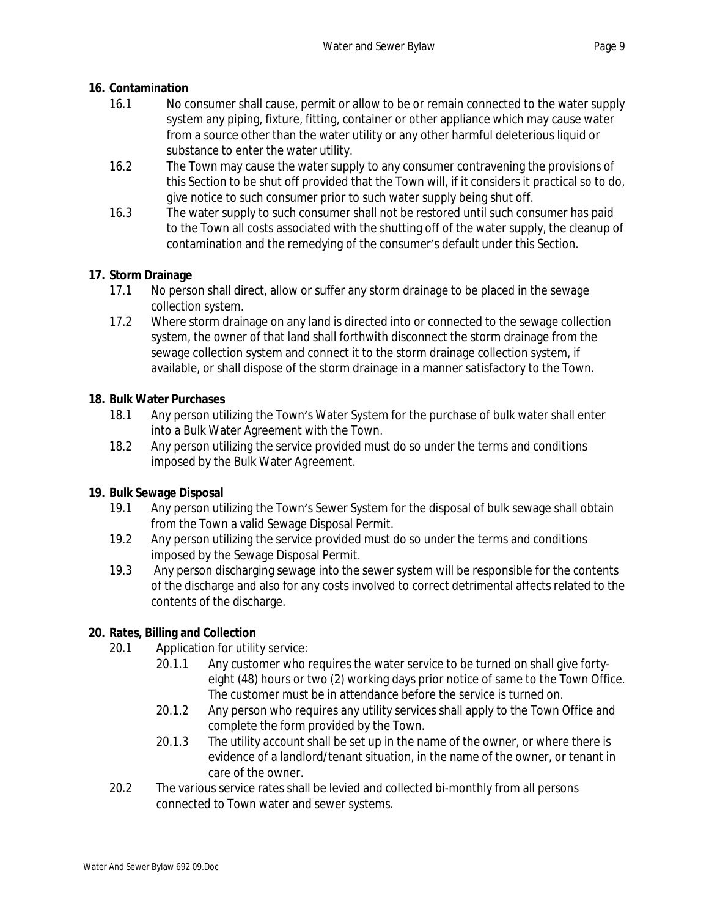**16. Contamination**

16.1 No consumer shall cause, permit or allow to be or remain connected to the water supply system any piping, fixture, fitting, container or other appliance which may cause water from a source other than the water utility or any other harmful deleterious liquid or substance to enter the water utility.

16.2 The Town may cause the water supply to any consumer contravening the provisions of this Section to be shut off provided that the Town will, if it considers it practical so to do, give notice to such consumer prior to such water supply being shut off.

16.3 The water supply to such consumer shall not be restored until such consumer has paid to the Town all costs associated with the shutting off of the water supply, the cleanup of contamination and the remedying of the consumer's default under this Section.

**17. Storm Drainage**

17.1 No person shall direct, allow or suffer any storm drainage to be placed in the sewage collection system.

17.2 Where storm drainage on any land is directed into or connected to the sewage collection system, the owner of that land shall forthwith disconnect the storm drainage from the sewage collection system and connect it to the storm drainage collection system, if available, or shall dispose of the storm drainage in a manner satisfactory to the Town.

**18. Bulk Water Purchases**

18.1 Any person utilizing the Town's Water System for the purchase of bulk water shall enter into a Bulk Water Agreement with the Town.

18.2 Any person utilizing the service provided must do so under the terms and conditions imposed by the Bulk Water Agreement.

**19. Bulk Sewage Disposal**

19.1 Any person utilizing the Town's Sewer System for the disposal of bulk sewage shall obtain from the Town a valid Sewage Disposal Permit.

19.2 Any person utilizing the service provided must do so under the terms and conditions imposed by the Sewage Disposal Permit.

19.3 Any person discharging sewage into the sewer system will be responsible for the contents of the discharge and also for any costs involved to correct detrimental affects related to the contents of the discharge.

**20. Rates, Billing and Collection**

20.1 Application for utility service:

20.1.1 Any customer who requires the water service to be turned on shall give forty-eight (48) hours or two (2) working days prior notice of same to the Town Office. The customer must be in attendance before the service is turned on.

20.1.2 Any person who requires any utility services shall apply to the Town Office and complete the form provided by the Town.

20.1.3 The utility account shall be set up in the name of the owner, or where there is evidence of a landlord/tenant situation, in the name of the owner, or tenant in care of the owner.

20.2 The various service rates shall be levied and collected bi-monthly from all persons connected to Town water and sewer systems.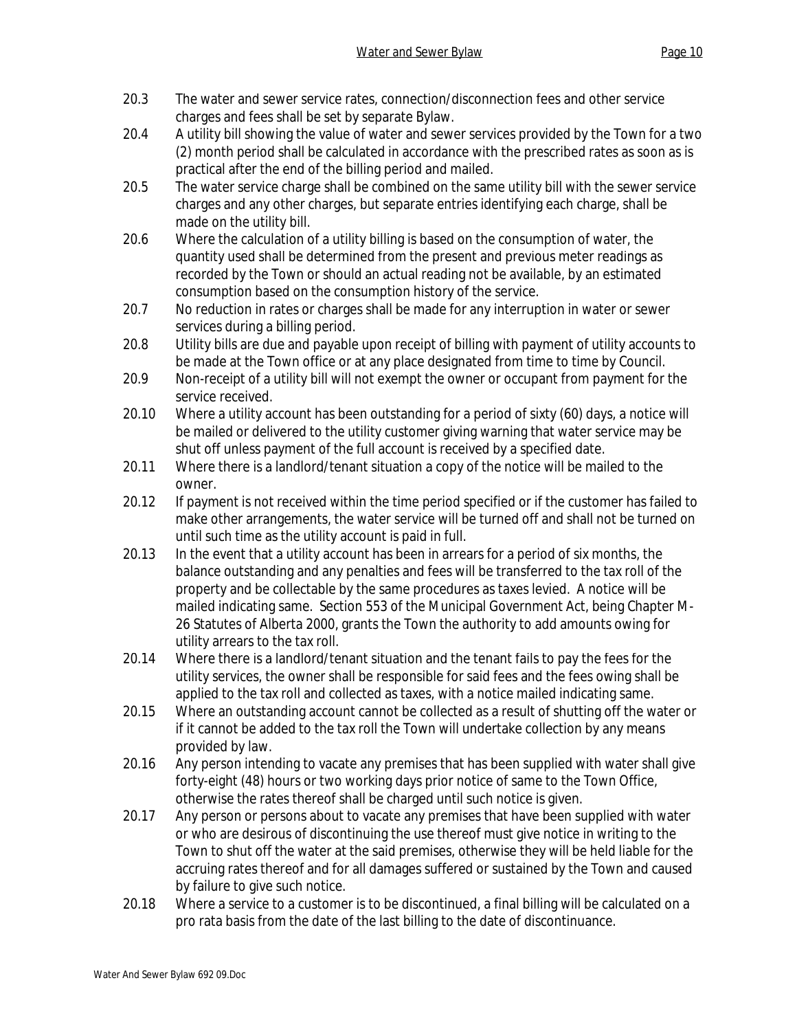20.3 The water and sewer service rates, connection/disconnection fees and other service charges and fees shall be set by separate Bylaw.

20.4 A utility bill showing the value of water and sewer services provided by the Town for a two (2) month period shall be calculated in accordance with the prescribed rates as soon as is practical after the end of the billing period and mailed.

20.5 The water service charge shall be combined on the same utility bill with the sewer service charges and any other charges, but separate entries identifying each charge, shall be made on the utility bill.

20.6 Where the calculation of a utility billing is based on the consumption of water, the quantity used shall be determined from the present and previous meter readings as recorded by the Town or should an actual reading not be available, by an estimated consumption based on the consumption history of the service.

20.7 No reduction in rates or charges shall be made for any interruption in water or sewer services during a billing period.

20.8 Utility bills are due and payable upon receipt of billing with payment of utility accounts to be made at the Town office or at any place designated from time to time by Council.

20.9 Non-receipt of a utility bill will not exempt the owner or occupant from payment for the service received.

20.10 Where a utility account has been outstanding for a period of sixty (60) days, a notice will be mailed or delivered to the utility customer giving warning that water service may be shut off unless payment of the full account is received by a specified date.

20.11 Where there is a landlord/tenant situation a copy of the notice will be mailed to the owner.

20.12 If payment is not received within the time period specified or if the customer has failed to make other arrangements, the water service will be turned off and shall not be turned on until such time as the utility account is paid in full.

20.13 In the event that a utility account has been in arrears for a period of six months, the balance outstanding and any penalties and fees will be transferred to the tax roll of the property and be collectable by the same procedures as taxes levied. A notice will be mailed indicating same. Section 553 of the Municipal Government Act, being Chapter M-26 Statutes of Alberta 2000, grants the Town the authority to add amounts owing for utility arrears to the tax roll.

20.14 Where there is a landlord/tenant situation and the tenant fails to pay the fees for the utility services, the owner shall be responsible for said fees and the fees owing shall be applied to the tax roll and collected as taxes, with a notice mailed indicating same.

20.15 Where an outstanding account cannot be collected as a result of shutting off the water or if it cannot be added to the tax roll the Town will undertake collection by any means provided by law.

20.16 Any person intending to vacate any premises that has been supplied with water shall give forty-eight (48) hours or two working days prior notice of same to the Town Office, otherwise the rates thereof shall be charged until such notice is given.

20.17 Any person or persons about to vacate any premises that have been supplied with water or who are desirous of discontinuing the use thereof must give notice in writing to the Town to shut off the water at the said premises, otherwise they will be held liable for the accruing rates thereof and for all damages suffered or sustained by the Town and caused by failure to give such notice.

20.18 Where a service to a customer is to be discontinued, a final billing will be calculated on a pro rata basis from the date of the last billing to the date of discontinuance.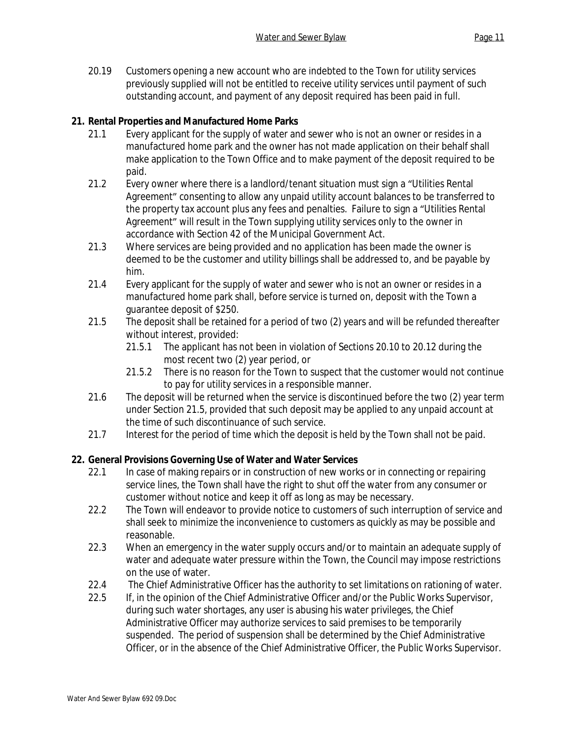20.19 Customers opening a new account who are indebted to the Town for utility services previously supplied will not be entitled to receive utility services until payment of such outstanding account, and payment of any deposit required has been paid in full.

**21. Rental Properties and Manufactured Home Parks**

21.1 Every applicant for the supply of water and sewer who is not an owner or resides in a manufactured home park and the owner has not made application on their behalf shall make application to the Town Office and to make payment of the deposit required to be paid.

21.2 Every owner where there is a landlord/tenant situation must sign a "Utilities Rental Agreement" consenting to allow any unpaid utility account balances to be transferred to the property tax account plus any fees and penalties. Failure to sign a "Utilities Rental Agreement" will result in the Town supplying utility services only to the owner in accordance with Section 42 of the Municipal Government Act.

21.3 Where services are being provided and no application has been made the owner is deemed to be the customer and utility billings shall be addressed to, and be payable by him.

21.4 Every applicant for the supply of water and sewer who is not an owner or resides in a manufactured home park shall, before service is turned on, deposit with the Town a guarantee deposit of $250.

21.5 The deposit shall be retained for a period of two (2) years and will be refunded thereafter without interest, provided:

21.5.1 The applicant has not been in violation of Sections 20.10 to 20.12 during the most recent two (2) year period, or

21.5.2 There is no reason for the Town to suspect that the customer would not continue to pay for utility services in a responsible manner.

21.6 The deposit will be returned when the service is discontinued before the two (2) year term under Section 21.5, provided that such deposit may be applied to any unpaid account at the time of such discontinuance of such service.

21.7 Interest for the period of time which the deposit is held by the Town shall not be paid.

**22. General Provisions Governing Use of Water and Water Services**

22.1 In case of making repairs or in construction of new works or in connecting or repairing service lines, the Town shall have the right to shut off the water from any consumer or customer without notice and keep it off as long as may be necessary.

22.2 The Town will endeavor to provide notice to customers of such interruption of service and shall seek to minimize the inconvenience to customers as quickly as may be possible and reasonable.

22.3 When an emergency in the water supply occurs and/or to maintain an adequate supply of water and adequate water pressure within the Town, the Council may impose restrictions on the use of water.

22.4 The Chief Administrative Officer has the authority to set limitations on rationing of water.

22.5 If, in the opinion of the Chief Administrative Officer and/or the Public Works Supervisor, during such water shortages, any user is abusing his water privileges, the Chief Administrative Officer may authorize services to said premises to be temporarily suspended. The period of suspension shall be determined by the Chief Administrative Officer, or in the absence of the Chief Administrative Officer, the Public Works Supervisor.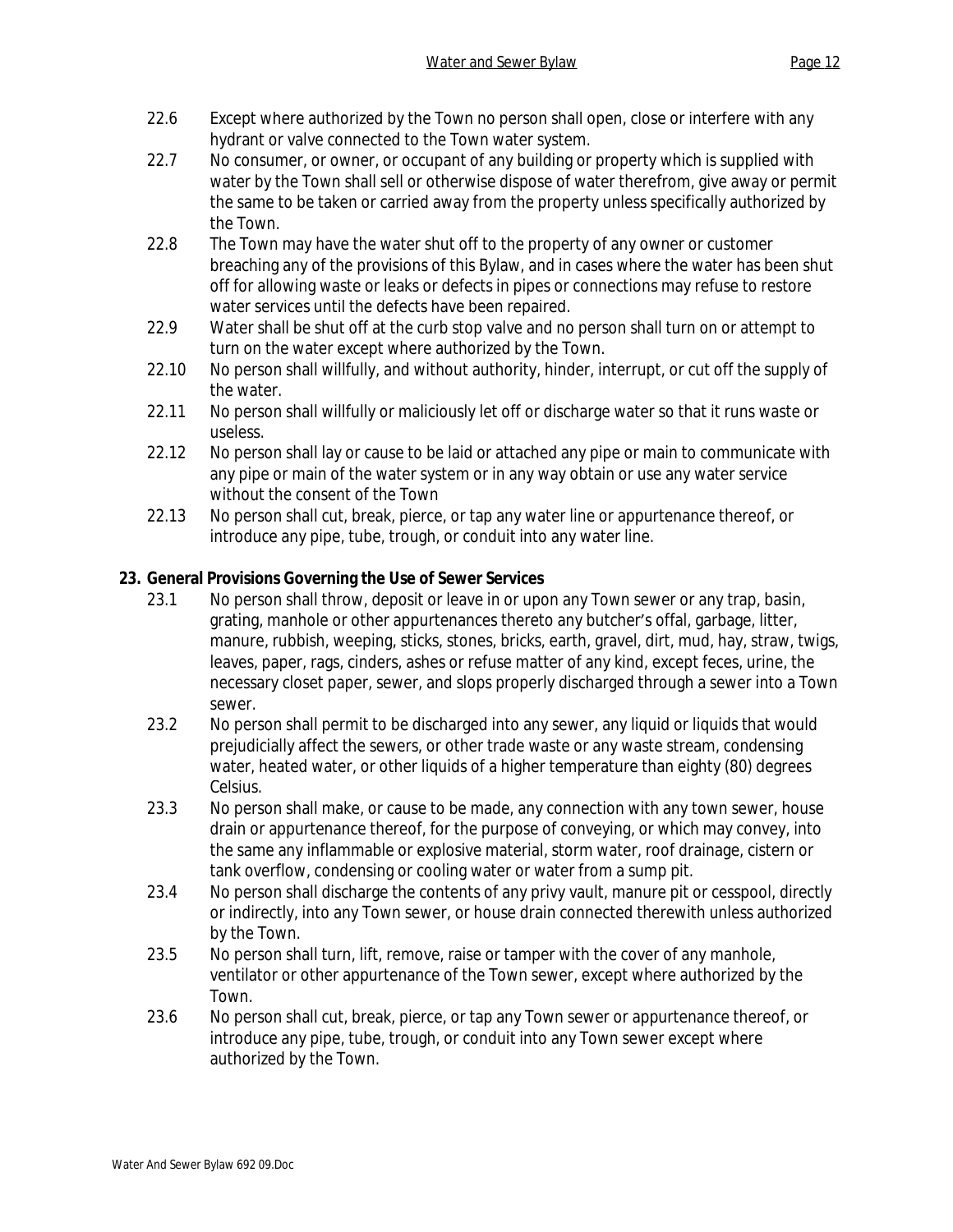22.6 Except where authorized by the Town no person shall open, close or interfere with any hydrant or valve connected to the Town water system.

22.7 No consumer, or owner, or occupant of any building or property which is supplied with water by the Town shall sell or otherwise dispose of water therefrom, give away or permit the same to be taken or carried away from the property unless specifically authorized by the Town.

22.8 The Town may have the water shut off to the property of any owner or customer breaching any of the provisions of this Bylaw, and in cases where the water has been shut off for allowing waste or leaks or defects in pipes or connections may refuse to restore water services until the defects have been repaired.

22.9 Water shall be shut off at the curb stop valve and no person shall turn on or attempt to turn on the water except where authorized by the Town.

22.10 No person shall willfully, and without authority, hinder, interrupt, or cut off the supply of the water.

22.11 No person shall willfully or maliciously let off or discharge water so that it runs waste or useless.

22.12 No person shall lay or cause to be laid or attached any pipe or main to communicate with any pipe or main of the water system or in any way obtain or use any water service without the consent of the Town

22.13 No person shall cut, break, pierce, or tap any water line or appurtenance thereof, or introduce any pipe, tube, trough, or conduit into any water line.

## 23. General Provisions Governing the Use of Sewer Services

23.1 No person shall throw, deposit or leave in or upon any Town sewer or any trap, basin, grating, manhole or other appurtenances thereto any butcher's offal, garbage, litter, manure, rubbish, weeping, sticks, stones, bricks, earth, gravel, dirt, mud, hay, straw, twigs, leaves, paper, rags, cinders, ashes or refuse matter of any kind, except feces, urine, the necessary closet paper, sewer, and slops properly discharged through a sewer into a Town sewer.

23.2 No person shall permit to be discharged into any sewer, any liquid or liquids that would prejudicially affect the sewers, or other trade waste or any waste stream, condensing water, heated water, or other liquids of a higher temperature than eighty (80) degrees Celsius.

23.3 No person shall make, or cause to be made, any connection with any town sewer, house drain or appurtenance thereof, for the purpose of conveying, or which may convey, into the same any inflammable or explosive material, storm water, roof drainage, cistern or tank overflow, condensing or cooling water or water from a sump pit.

23.4 No person shall discharge the contents of any privy vault, manure pit or cesspool, directly or indirectly, into any Town sewer, or house drain connected therewith unless authorized by the Town.

23.5 No person shall turn, lift, remove, raise or tamper with the cover of any manhole, ventilator or other appurtenance of the Town sewer, except where authorized by the Town.

23.6 No person shall cut, break, pierce, or tap any Town sewer or appurtenance thereof, or introduce any pipe, tube, trough, or conduit into any Town sewer except where authorized by the Town.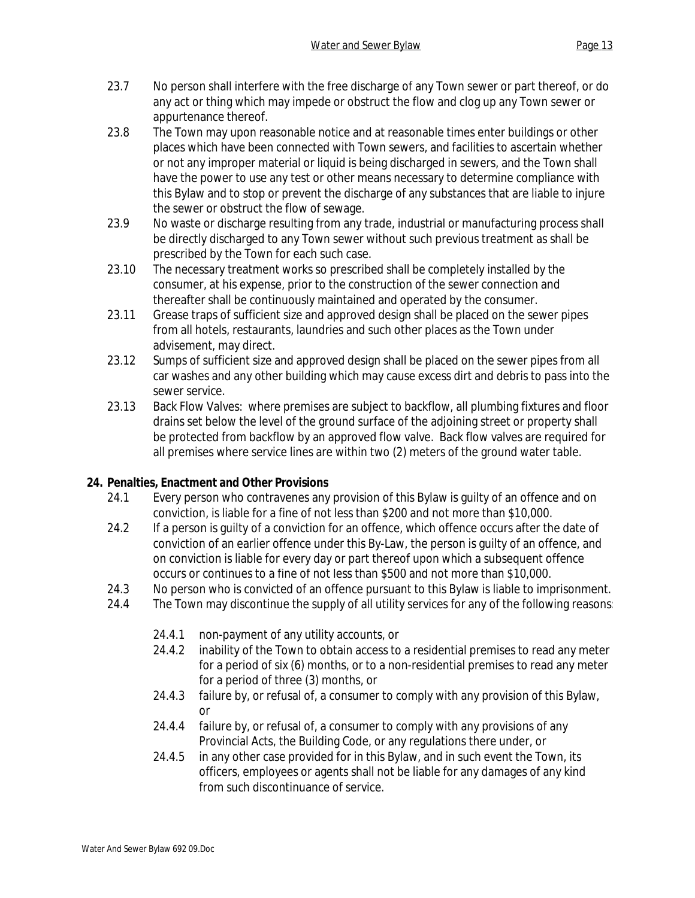23.7 No person shall interfere with the free discharge of any Town sewer or part thereof, or do any act or thing which may impede or obstruct the flow and clog up any Town sewer or appurtenance thereof.

23.8 The Town may upon reasonable notice and at reasonable times enter buildings or other places which have been connected with Town sewers, and facilities to ascertain whether or not any improper material or liquid is being discharged in sewers, and the Town shall have the power to use any test or other means necessary to determine compliance with this Bylaw and to stop or prevent the discharge of any substances that are liable to injure the sewer or obstruct the flow of sewage.

23.9 No waste or discharge resulting from any trade, industrial or manufacturing process shall be directly discharged to any Town sewer without such previous treatment as shall be prescribed by the Town for each such case.

23.10 The necessary treatment works so prescribed shall be completely installed by the consumer, at his expense, prior to the construction of the sewer connection and thereafter shall be continuously maintained and operated by the consumer.

23.11 Grease traps of sufficient size and approved design shall be placed on the sewer pipes from all hotels, restaurants, laundries and such other places as the Town under advisement, may direct.

23.12 Sumps of sufficient size and approved design shall be placed on the sewer pipes from all car washes and any other building which may cause excess dirt and debris to pass into the sewer service.

23.13 Back Flow Valves: where premises are subject to backflow, all plumbing fixtures and floor drains set below the level of the ground surface of the adjoining street or property shall be protected from backflow by an approved flow valve. Back flow valves are required for all premises where service lines are within two (2) meters of the ground water table.

**24. Penalties, Enactment and Other Provisions**

24.1 Every person who contravenes any provision of this Bylaw is guilty of an offence and on conviction, is liable for a fine of not less than $200 and not more than $10,000.

24.2 If a person is guilty of a conviction for an offence, which offence occurs after the date of conviction of an earlier offence under this By-Law, the person is guilty of an offence, and on conviction is liable for every day or part thereof upon which a subsequent offence occurs or continues to a fine of not less than $500 and not more than $10,000.

24.3 No person who is convicted of an offence pursuant to this Bylaw is liable to imprisonment.

24.4 The Town may discontinue the supply of all utility services for any of the following reasons:

- 24.4.1 non-payment of any utility accounts, or
- 24.4.2 inability of the Town to obtain access to a residential premises to read any meter for a period of six (6) months, or to a non-residential premises to read any meter for a period of three (3) months, or
- 24.4.3 failure by, or refusal of, a consumer to comply with any provision of this Bylaw, or
- 24.4.4 failure by, or refusal of, a consumer to comply with any provisions of any Provincial Acts, the Building Code, or any regulations there under, or
- 24.4.5 in any other case provided for in this Bylaw, and in such event the Town, its officers, employees or agents shall not be liable for any damages of any kind from such discontinuance of service.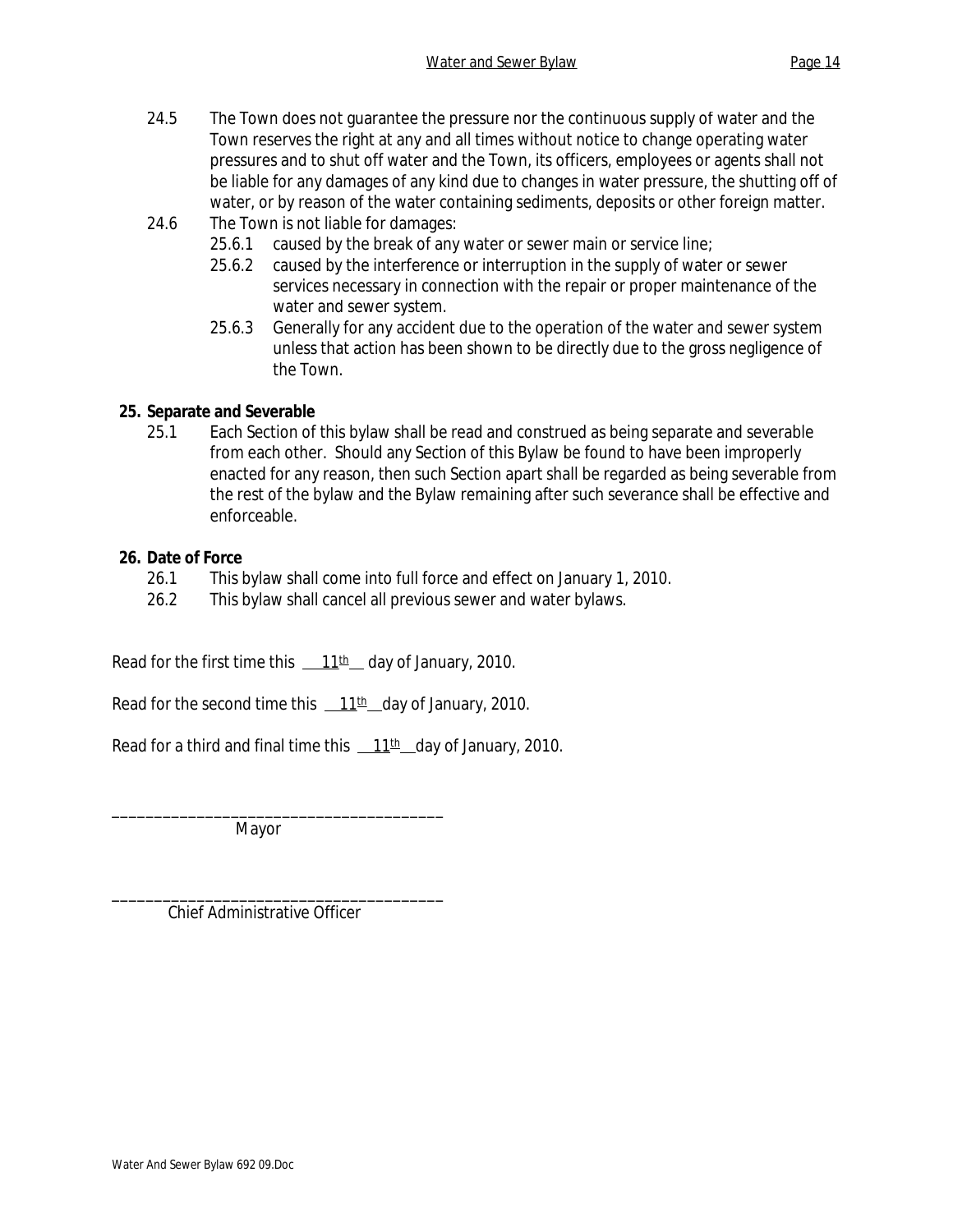24.5 The Town does not guarantee the pressure nor the continuous supply of water and the Town reserves the right at any and all times without notice to change operating water pressures and to shut off water and the Town, its officers, employees or agents shall not be liable for any damages of any kind due to changes in water pressure, the shutting off of water, or by reason of the water containing sediments, deposits or other foreign matter.

24.6 The Town is not liable for damages:

- 25.6.1 caused by the break of any water or sewer main or service line;
- 25.6.2 caused by the interference or interruption in the supply of water or sewer services necessary in connection with the repair or proper maintenance of the water and sewer system.
- 25.6.3 Generally for any accident due to the operation of the water and sewer system unless that action has been shown to be directly due to the gross negligence of the Town.

**25. Separate and Severable**

25.1 Each Section of this bylaw shall be read and construed as being separate and severable from each other. Should any Section of this Bylaw be found to have been improperly enacted for any reason, then such Section apart shall be regarded as being severable from the rest of the bylaw and the Bylaw remaining after such severance shall be effective and enforceable.

**26. Date of Force**

26.1 This bylaw shall come into full force and effect on January 1, 2010.

26.2 This bylaw shall cancel all previous sewer and water bylaws.

Read for the first time this 11th day of January, 2010.

Read for the second time this 11th day of January, 2010.

Read for a third and final time this 11th day of January, 2010.

_______________________________________
Mayor

_______________________________________
Chief Administrative Officer

Water And Sewer Bylaw 692 09.Doc